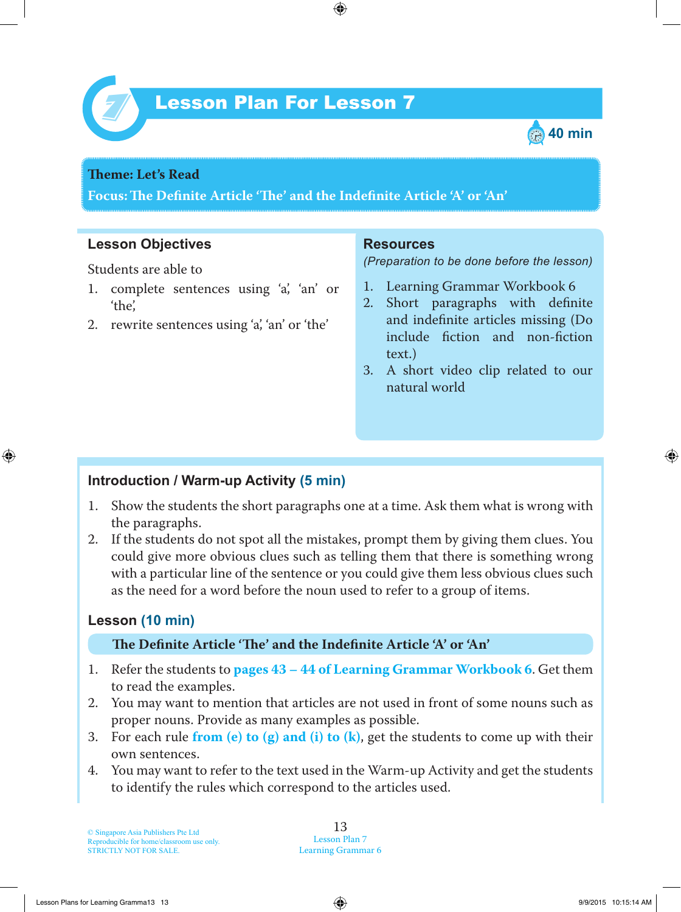# Lesson Plan For Lesson 7

40 min

**Theme: Let's Read**

**Focus: The Definite Article 'The' and the Indefinite Article 'A' or 'An'**

## Lesson Objectives

Students are able to

1. complete sentences using 'a', 'an' or 'the',
2. rewrite sentences using 'a', 'an' or 'the'

## Resources

*(Preparation to be done before the lesson)*

1. Learning Grammar Workbook 6
2. Short paragraphs with definite and indefinite articles missing (Do include fiction and non-fiction text.)
3. A short video clip related to our natural world

## Introduction / Warm-up Activity (5 min)

1. Show the students the short paragraphs one at a time. Ask them what is wrong with the paragraphs.
2. If the students do not spot all the mistakes, prompt them by giving them clues. You could give more obvious clues such as telling them that there is something wrong with a particular line of the sentence or you could give them less obvious clues such as the need for a word before the noun used to refer to a group of items.

## Lesson (10 min)

**The Definite Article 'The' and the Indefinite Article 'A' or 'An'**

1. Refer the students to **pages 43 – 44 of Learning Grammar Workbook 6**. Get them to read the examples.
2. You may want to mention that articles are not used in front of some nouns such as proper nouns. Provide as many examples as possible.
3. For each rule **from (e) to (g) and (i) to (k)**, get the students to come up with their own sentences.
4. You may want to refer to the text used in the Warm-up Activity and get the students to identify the rules which correspond to the articles used.

© Singapore Asia Publishers Pte Ltd
Reproducible for home/classroom use only.
STRICTLY NOT FOR SALE.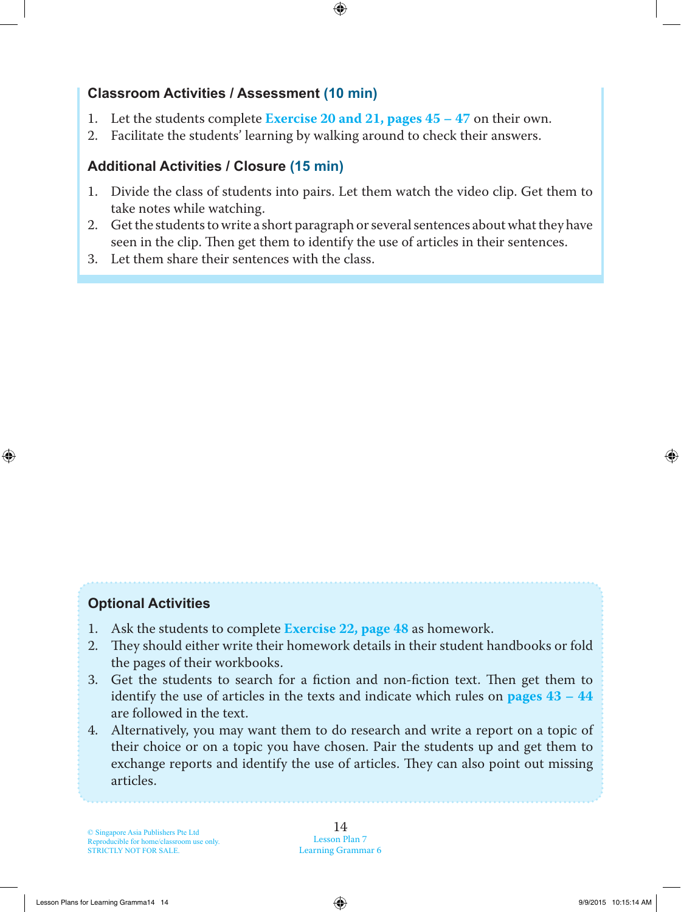### Classroom Activities / Assessment (10 min)

1. Let the students complete **Exercise 20 and 21, pages 45 – 47** on their own.
2. Facilitate the students' learning by walking around to check their answers.

### Additional Activities / Closure (15 min)

1. Divide the class of students into pairs. Let them watch the video clip. Get them to take notes while watching.
2. Get the students to write a short paragraph or several sentences about what they have seen in the clip. Then get them to identify the use of articles in their sentences.
3. Let them share their sentences with the class.

### Optional Activities

1. Ask the students to complete **Exercise 22, page 48** as homework.
2. They should either write their homework details in their student handbooks or fold the pages of their workbooks.
3. Get the students to search for a fiction and non-fiction text. Then get them to identify the use of articles in the texts and indicate which rules on **pages 43 – 44** are followed in the text.
4. Alternatively, you may want them to do research and write a report on a topic of their choice or on a topic you have chosen. Pair the students up and get them to exchange reports and identify the use of articles. They can also point out missing articles.

© Singapore Asia Publishers Pte Ltd
Reproducible for home/classroom use only.
STRICTLY NOT FOR SALE.

Lesson Plan 7
Learning Grammar 6